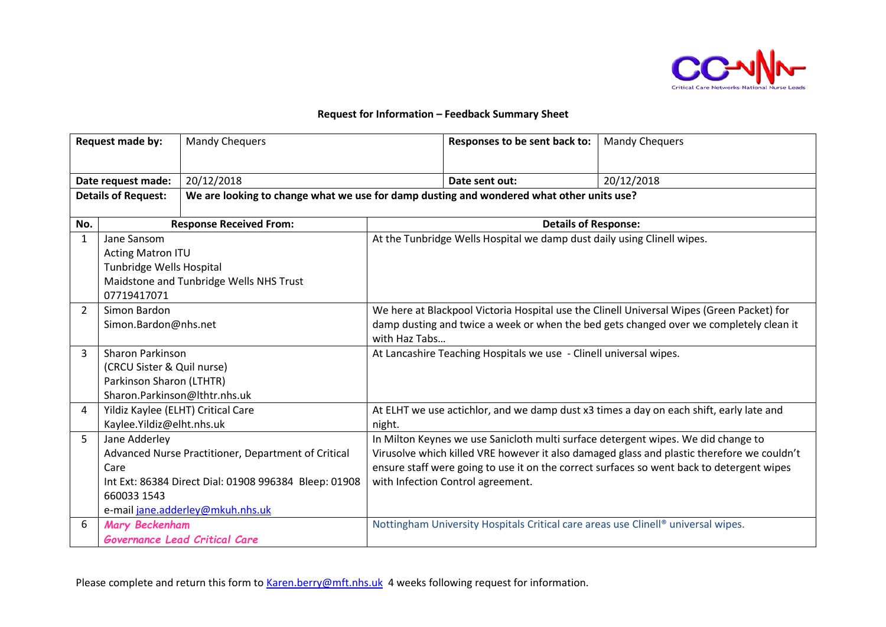## Request for Information – Feedback Summary Sheet

| Request made by: | Mandy Chequers | Responses to be sent back to: | Mandy Chequers |
|---|---|---|---|
| Date request made: | 20/12/2018 | Date sent out: | 20/12/2018 |
| Details of Request: | **We are looking to change what we use for damp dusting and wondered what other units use?** | | |

| No. | Response Received From: | Details of Response: |
|---|---|---|
| 1 | Jane Sansom<br>Acting Matron ITU<br>Tunbridge Wells Hospital<br>Maidstone and Tunbridge Wells NHS Trust<br>07719417071 | At the Tunbridge Wells Hospital we damp dust daily using Clinell wipes. |
| 2 | Simon Bardon<br>Simon.Bardon@nhs.net | We here at Blackpool Victoria Hospital use the Clinell Universal Wipes (Green Packet) for damp dusting and twice a week or when the bed gets changed over we completely clean it with Haz Tabs… |
| 3 | Sharon Parkinson<br>(CRCU Sister & Quil nurse)<br>Parkinson Sharon (LTHTR)<br>Sharon.Parkinson@lthtr.nhs.uk | At Lancashire Teaching Hospitals we use - Clinell universal wipes. |
| 4 | Yildiz Kaylee (ELHT) Critical Care<br>Kaylee.Yildiz@elht.nhs.uk | At ELHT we use actichlor, and we damp dust x3 times a day on each shift, early late and night. |
| 5 | Jane Adderley<br>Advanced Nurse Practitioner, Department of Critical Care<br>Int Ext: 86384 Direct Dial: 01908 996384 Bleep: 01908 660033 1543<br>e-mail jane.adderley@mkuh.nhs.uk | In Milton Keynes we use Sanicloth multi surface detergent wipes. We did change to Virusolve which killed VRE however it also damaged glass and plastic therefore we couldn't ensure staff were going to use it on the correct surfaces so went back to detergent wipes with Infection Control agreement. |
| 6 | ***Mary Beckenham***<br>***Governance Lead Critical Care*** | Nottingham University Hospitals Critical care areas use Clinell® universal wipes. |

Please complete and return this form to Karen.berry@mft.nhs.uk 4 weeks following request for information.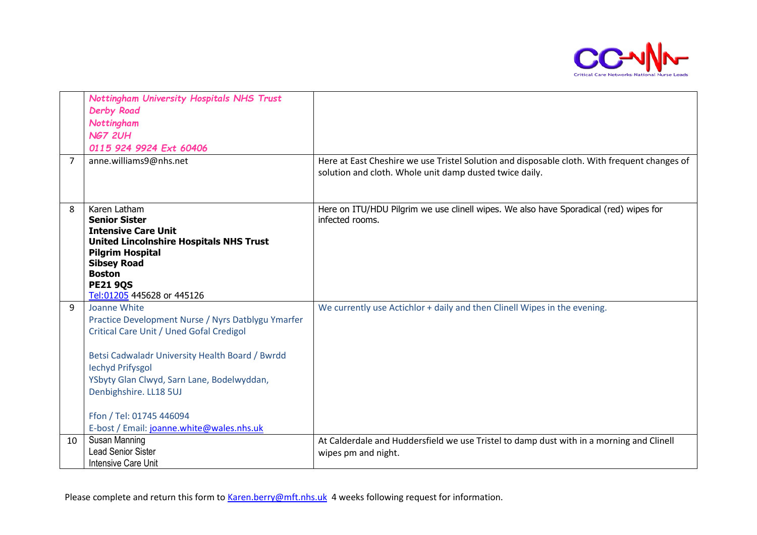| | | |
|---|---|---|
| | *Nottingham University Hospitals NHS Trust*<br>*Derby Road*<br>*Nottingham*<br>*NG7 2UH*<br>*0115 924 9924 Ext 60406* | |
| 7 | anne.williams9@nhs.net | Here at East Cheshire we use Tristel Solution and disposable cloth. With frequent changes of solution and cloth. Whole unit damp dusted twice daily. |
| 8 | Karen Latham<br>**Senior Sister**<br>**Intensive Care Unit**<br>**United Lincolnshire Hospitals NHS Trust**<br>**Pilgrim Hospital**<br>**Sibsey Road**<br>**Boston**<br>**PE21 9QS**<br>Tel:01205 445628 or 445126 | Here on ITU/HDU Pilgrim we use clinell wipes. We also have Sporadical (red) wipes for infected rooms. |
| 9 | Joanne White<br>Practice Development Nurse / Nyrs Datblygu Ymarfer<br>Critical Care Unit / Uned Gofal Credigol<br><br>Betsi Cadwaladr University Health Board / Bwrdd Iechyd Prifysgol<br>YSbyty Glan Clwyd, Sarn Lane, Bodelwyddan, Denbighshire. LL18 5UJ<br><br>Ffon / Tel: 01745 446094<br>E-bost / Email: joanne.white@wales.nhs.uk | We currently use Actichlor + daily and then Clinell Wipes in the evening. |
| 10 | Susan Manning<br>Lead Senior Sister<br>Intensive Care Unit | At Calderdale and Huddersfield we use Tristel to damp dust with in a morning and Clinell wipes pm and night. |

Please complete and return this form to Karen.berry@mft.nhs.uk 4 weeks following request for information.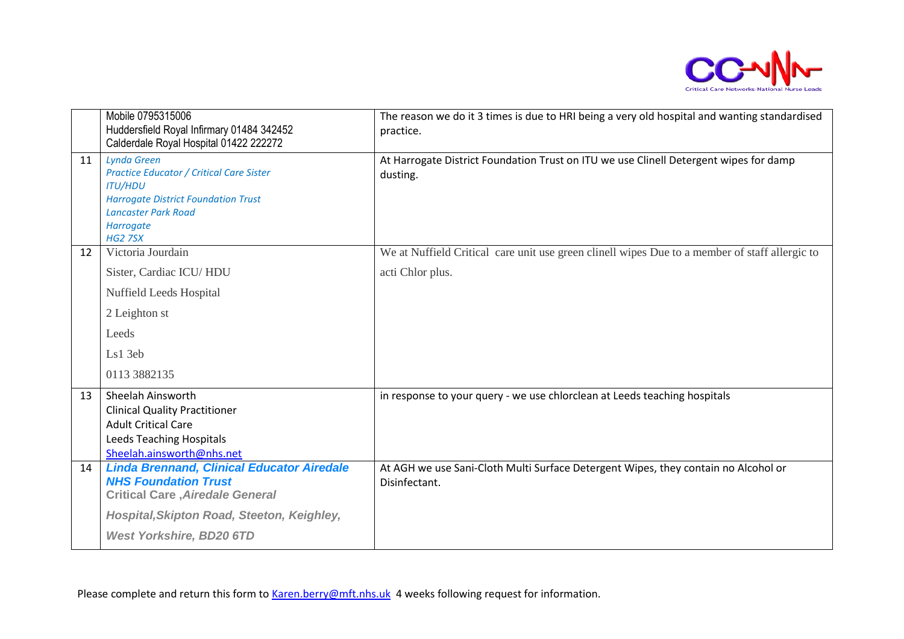|  |  |  |
|---|---|---|
|  | Mobile 0795315006<br>Huddersfield Royal Infirmary 01484 342452<br>Calderdale Royal Hospital 01422 222272 | The reason we do it 3 times is due to HRI being a very old hospital and wanting standardised practice. |
| 11 | *Lynda Green*<br>*Practice Educator / Critical Care Sister*<br>*ITU/HDU*<br>*Harrogate District Foundation Trust*<br>*Lancaster Park Road*<br>*Harrogate*<br>*HG2 7SX* | At Harrogate District Foundation Trust on ITU we use Clinell Detergent wipes for damp dusting. |
| 12 | Victoria Jourdain<br>Sister, Cardiac ICU/ HDU<br>Nuffield Leeds Hospital<br>2 Leighton st<br>Leeds<br>Ls1 3eb<br>0113 3882135 | We at Nuffield Critical care unit use green clinell wipes Due to a member of staff allergic to acti Chlor plus. |
| 13 | Sheelah Ainsworth<br>Clinical Quality Practitioner<br>Adult Critical Care<br>Leeds Teaching Hospitals<br>Sheelah.ainsworth@nhs.net | in response to your query - we use chlorclean at Leeds teaching hospitals |
| 14 | ***Linda Brennand, Clinical Educator Airedale NHS Foundation Trust***<br>**Critical Care ,*Airedale General***<br>***Hospital,Skipton Road, Steeton, Keighley,***<br>***West Yorkshire, BD20 6TD*** | At AGH we use Sani-Cloth Multi Surface Detergent Wipes, they contain no Alcohol or Disinfectant. |

Please complete and return this form to Karen.berry@mft.nhs.uk 4 weeks following request for information.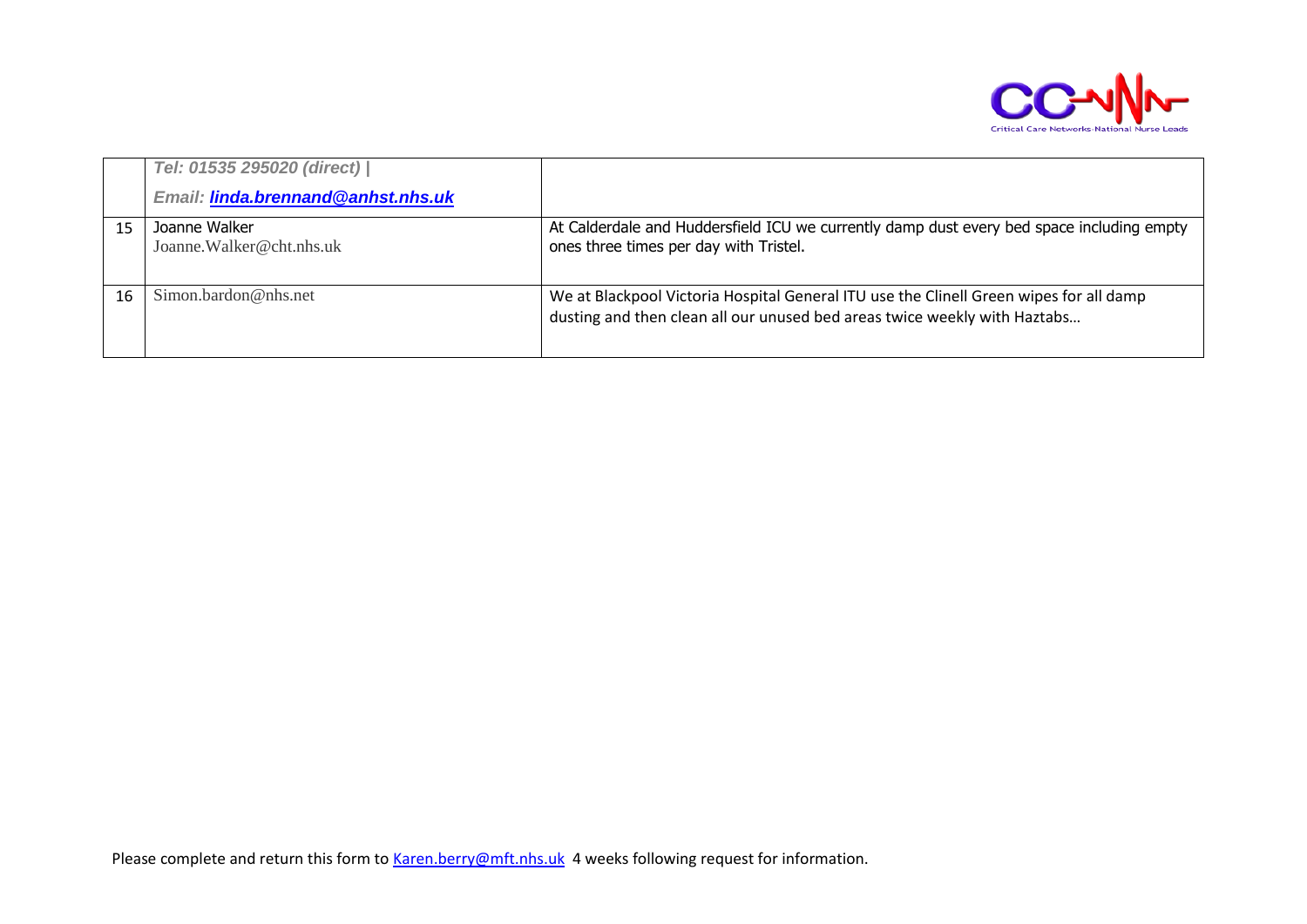| | | |
|---|---|---|
| | ***Tel: 01535 295020 (direct) \|***<br>***Email: [linda.brennand@anhst.nhs.uk](mailto:linda.brennand@anhst.nhs.uk)*** | |
| 15 | Joanne Walker<br>Joanne.Walker@cht.nhs.uk | At Calderdale and Huddersfield ICU we currently damp dust every bed space including empty ones three times per day with Tristel. |
| 16 | Simon.bardon@nhs.net | We at Blackpool Victoria Hospital General ITU use the Clinell Green wipes for all damp dusting and then clean all our unused bed areas twice weekly with Haztabs… |

Please complete and return this form to [Karen.berry@mft.nhs.uk](mailto:Karen.berry@mft.nhs.uk) 4 weeks following request for information.